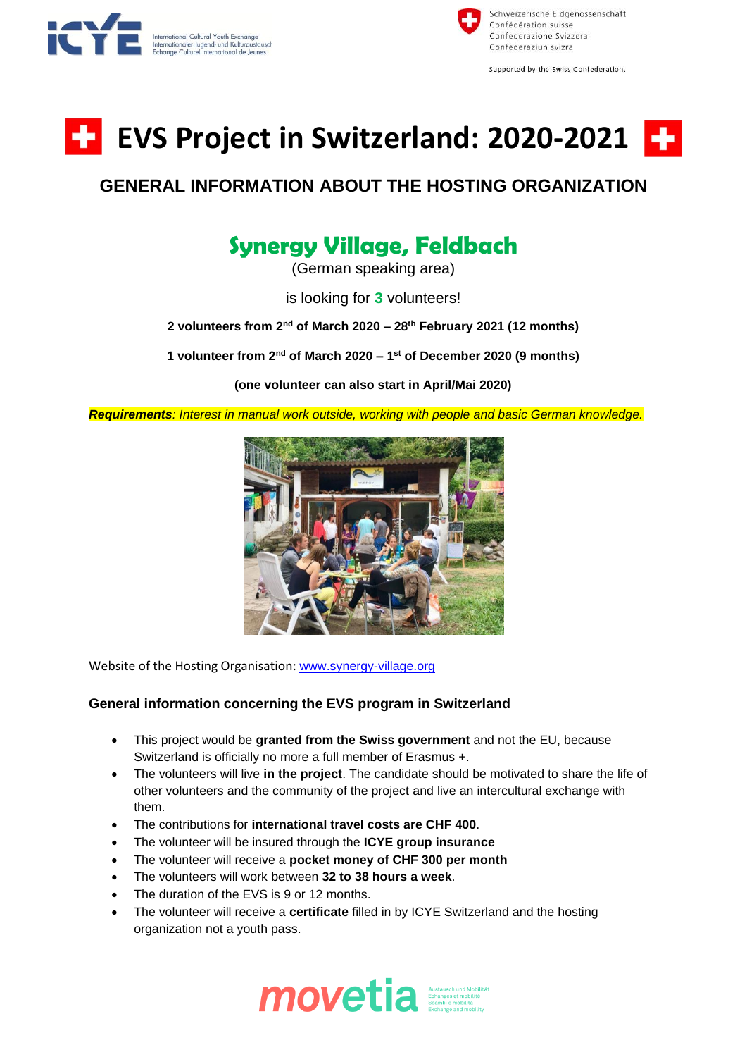# EVS Project in Switzerland: 2020-2021

## GENERAL INFORMATION ABOUT THE HOSTING ORGANIZATION

## Synergy Village, Feldbach

(German speaking area)

is looking for **3** volunteers!

**2 volunteers from 2nd of March 2020 – 28th February 2021 (12 months)**

**1 volunteer from 2nd of March 2020 – 1st of December 2020 (9 months)**

**(one volunteer can also start in April/Mai 2020)**

***Requirements**: Interest in manual work outside, working with people and basic German knowledge.*

Website of the Hosting Organisation: www.synergy-village.org

### General information concerning the EVS program in Switzerland

- This project would be **granted from the Swiss government** and not the EU, because Switzerland is officially no more a full member of Erasmus +.
- The volunteers will live **in the project**. The candidate should be motivated to share the life of other volunteers and the community of the project and live an intercultural exchange with them.
- The contributions for **international travel costs are CHF 400**.
- The volunteer will be insured through the **ICYE group insurance**
- The volunteer will receive a **pocket money of CHF 300 per month**
- The volunteers will work between **32 to 38 hours a week**.
- The duration of the EVS is 9 or 12 months.
- The volunteer will receive a **certificate** filled in by ICYE Switzerland and the hosting organization not a youth pass.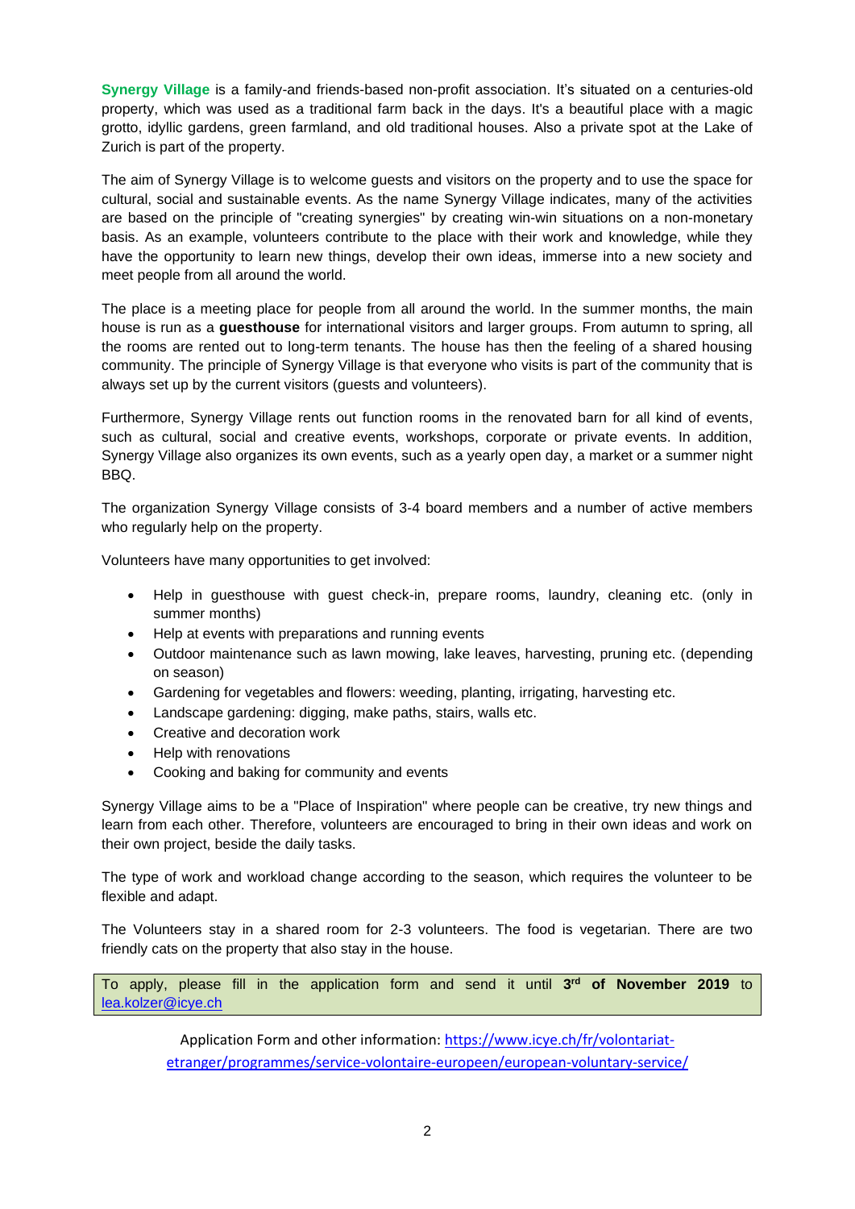**Synergy Village** is a family-and friends-based non-profit association. It's situated on a centuries-old property, which was used as a traditional farm back in the days. It's a beautiful place with a magic grotto, idyllic gardens, green farmland, and old traditional houses. Also a private spot at the Lake of Zurich is part of the property.

The aim of Synergy Village is to welcome guests and visitors on the property and to use the space for cultural, social and sustainable events. As the name Synergy Village indicates, many of the activities are based on the principle of "creating synergies" by creating win-win situations on a non-monetary basis. As an example, volunteers contribute to the place with their work and knowledge, while they have the opportunity to learn new things, develop their own ideas, immerse into a new society and meet people from all around the world.

The place is a meeting place for people from all around the world. In the summer months, the main house is run as a **guesthouse** for international visitors and larger groups. From autumn to spring, all the rooms are rented out to long-term tenants. The house has then the feeling of a shared housing community. The principle of Synergy Village is that everyone who visits is part of the community that is always set up by the current visitors (guests and volunteers).

Furthermore, Synergy Village rents out function rooms in the renovated barn for all kind of events, such as cultural, social and creative events, workshops, corporate or private events. In addition, Synergy Village also organizes its own events, such as a yearly open day, a market or a summer night BBQ.

The organization Synergy Village consists of 3-4 board members and a number of active members who regularly help on the property.

Volunteers have many opportunities to get involved:

- Help in guesthouse with guest check-in, prepare rooms, laundry, cleaning etc. (only in summer months)
- Help at events with preparations and running events
- Outdoor maintenance such as lawn mowing, lake leaves, harvesting, pruning etc. (depending on season)
- Gardening for vegetables and flowers: weeding, planting, irrigating, harvesting etc.
- Landscape gardening: digging, make paths, stairs, walls etc.
- Creative and decoration work
- Help with renovations
- Cooking and baking for community and events

Synergy Village aims to be a "Place of Inspiration" where people can be creative, try new things and learn from each other. Therefore, volunteers are encouraged to bring in their own ideas and work on their own project, beside the daily tasks.

The type of work and workload change according to the season, which requires the volunteer to be flexible and adapt.

The Volunteers stay in a shared room for 2-3 volunteers. The food is vegetarian. There are two friendly cats on the property that also stay in the house.

To apply, please fill in the application form and send it until **3rd of November 2019** to lea.kolzer@icye.ch

Application Form and other information: https://www.icye.ch/fr/volontariat-etranger/programmes/service-volontaire-europeen/european-voluntary-service/